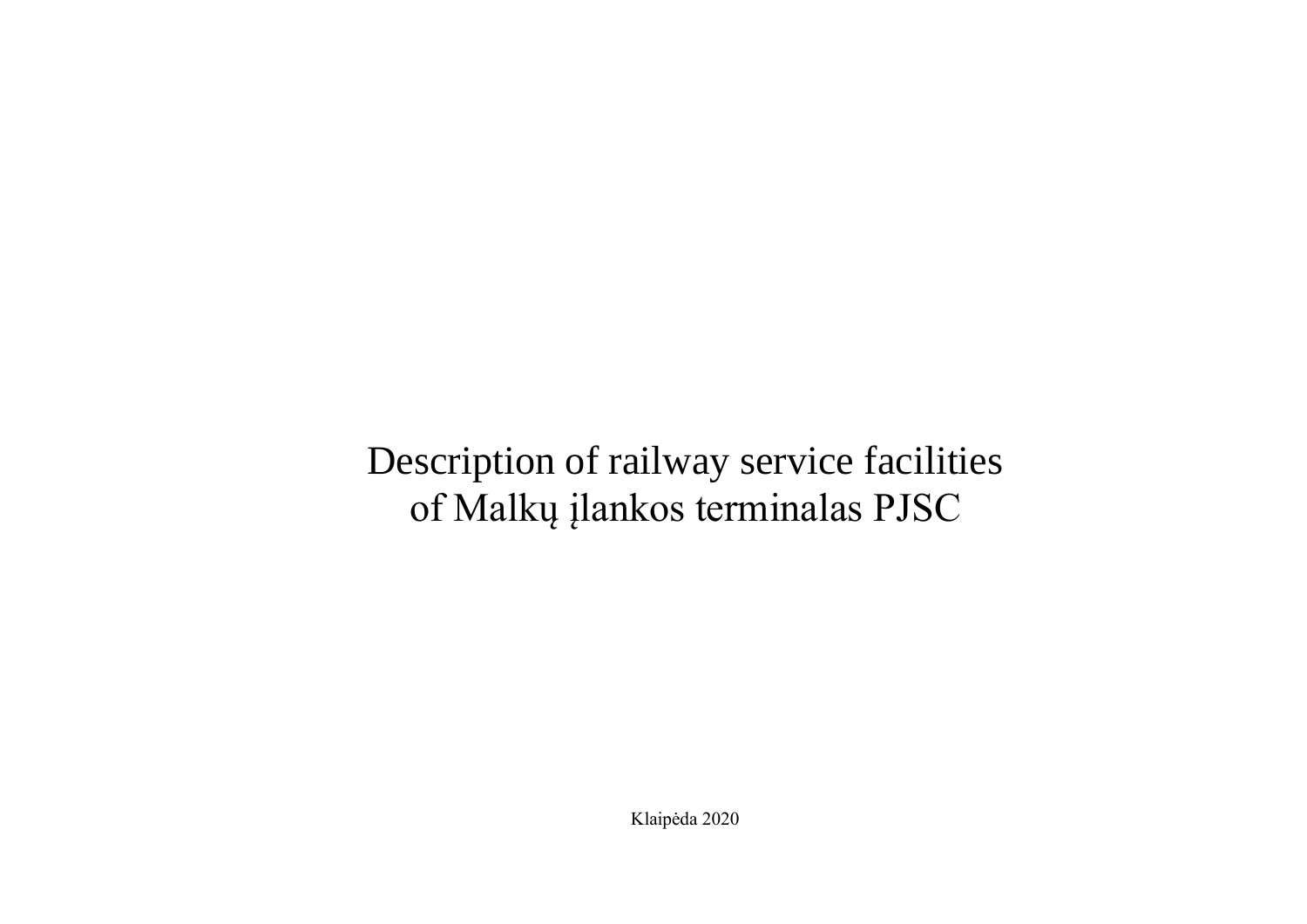# Description of railway service facilities of Malkų įlankos terminalas PJSC

Klaipėda 2020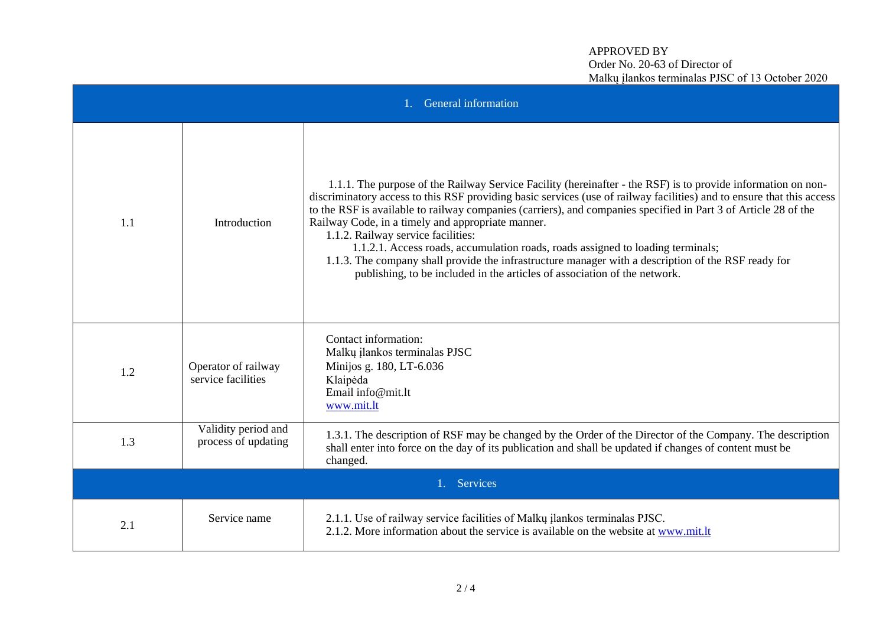APPROVED BY
Order No. 20-63 of Director of
Malkų įlankos terminalas PJSC of 13 October 2020

| 1. General information | | |
|---|---|---|
| 1.1 | Introduction | 1.1.1. The purpose of the Railway Service Facility (hereinafter - the RSF) is to provide information on non-discriminatory access to this RSF providing basic services (use of railway facilities) and to ensure that this access to the RSF is available to railway companies (carriers), and companies specified in Part 3 of Article 28 of the Railway Code, in a timely and appropriate manner.<br>1.1.2. Railway service facilities:<br>1.1.2.1. Access roads, accumulation roads, roads assigned to loading terminals;<br>1.1.3. The company shall provide the infrastructure manager with a description of the RSF ready for publishing, to be included in the articles of association of the network. |
| 1.2 | Operator of railway service facilities | Contact information:<br>Malkų įlankos terminalas PJSC<br>Minijos g. 180, LT-6.036<br>Klaipėda<br>Email info@mit.lt<br>www.mit.lt |
| 1.3 | Validity period and process of updating | 1.3.1. The description of RSF may be changed by the Order of the Director of the Company. The description shall enter into force on the day of its publication and shall be updated if changes of content must be changed. |
| 1. Services | | |
| 2.1 | Service name | 2.1.1. Use of railway service facilities of Malkų įlankos terminalas PJSC.<br>2.1.2. More information about the service is available on the website at www.mit.lt |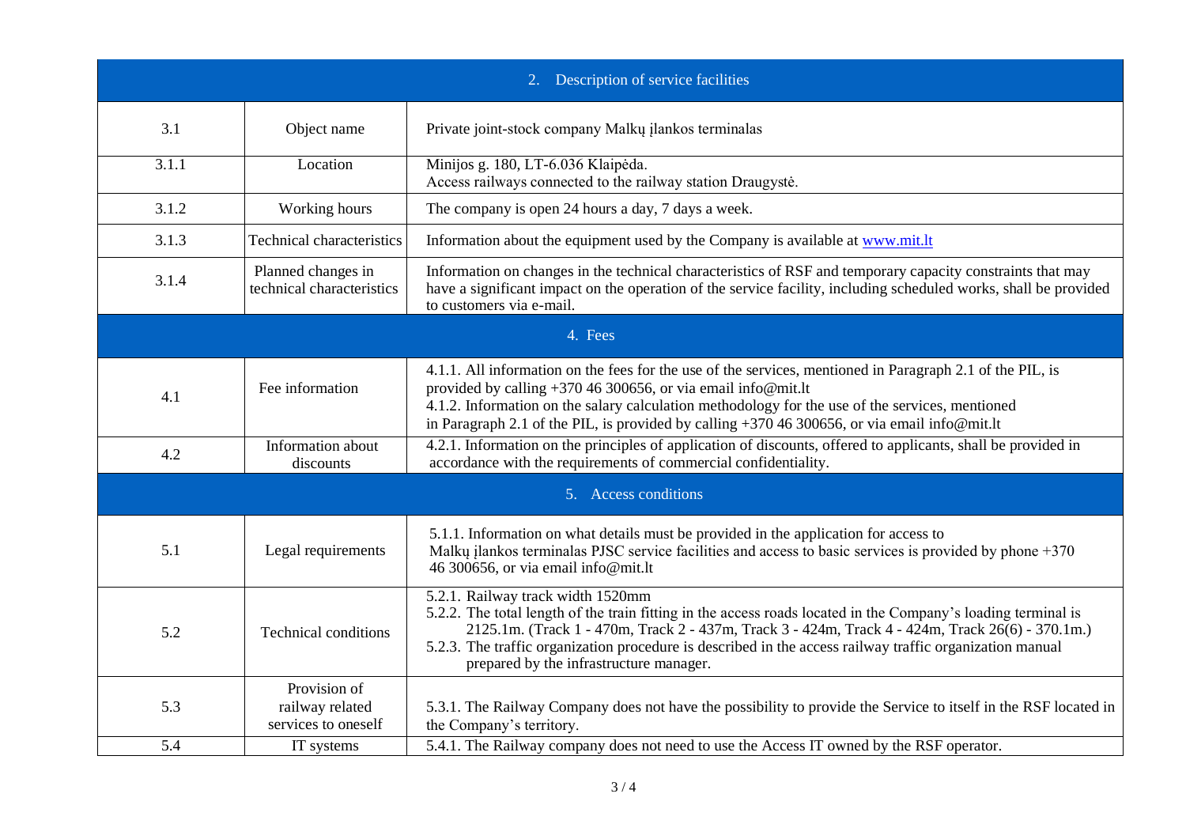| 2. Description of service facilities | | |
|---|---|---|
| 3.1 | Object name | Private joint-stock company Malkų įlankos terminalas |
| 3.1.1 | Location | Minijos g. 180, LT-6.036 Klaipėda.<br>Access railways connected to the railway station Draugystė. |
| 3.1.2 | Working hours | The company is open 24 hours a day, 7 days a week. |
| 3.1.3 | Technical characteristics | Information about the equipment used by the Company is available at [www.mit.lt](http://www.mit.lt) |
| 3.1.4 | Planned changes in technical characteristics | Information on changes in the technical characteristics of RSF and temporary capacity constraints that may have a significant impact on the operation of the service facility, including scheduled works, shall be provided to customers via e-mail. |
| **4. Fees** | | |
| 4.1 | Fee information | 4.1.1. All information on the fees for the use of the services, mentioned in Paragraph 2.1 of the PIL, is provided by calling +370 46 300656, or via email info@mit.lt<br>4.1.2. Information on the salary calculation methodology for the use of the services, mentioned in Paragraph 2.1 of the PIL, is provided by calling +370 46 300656, or via email info@mit.lt |
| 4.2 | Information about discounts | 4.2.1. Information on the principles of application of discounts, offered to applicants, shall be provided in accordance with the requirements of commercial confidentiality. |
| **5. Access conditions** | | |
| 5.1 | Legal requirements | 5.1.1. Information on what details must be provided in the application for access to Malkų įlankos terminalas PJSC service facilities and access to basic services is provided by phone +370 46 300656, or via email info@mit.lt |
| 5.2 | Technical conditions | 5.2.1. Railway track width 1520mm<br>5.2.2. The total length of the train fitting in the access roads located in the Company's loading terminal is 2125.1m. (Track 1 - 470m, Track 2 - 437m, Track 3 - 424m, Track 4 - 424m, Track 26(6) - 370.1m.)<br>5.2.3. The traffic organization procedure is described in the access railway traffic organization manual prepared by the infrastructure manager. |
| 5.3 | Provision of railway related services to oneself | 5.3.1. The Railway Company does not have the possibility to provide the Service to itself in the RSF located in the Company's territory. |
| 5.4 | IT systems | 5.4.1. The Railway company does not need to use the Access IT owned by the RSF operator. |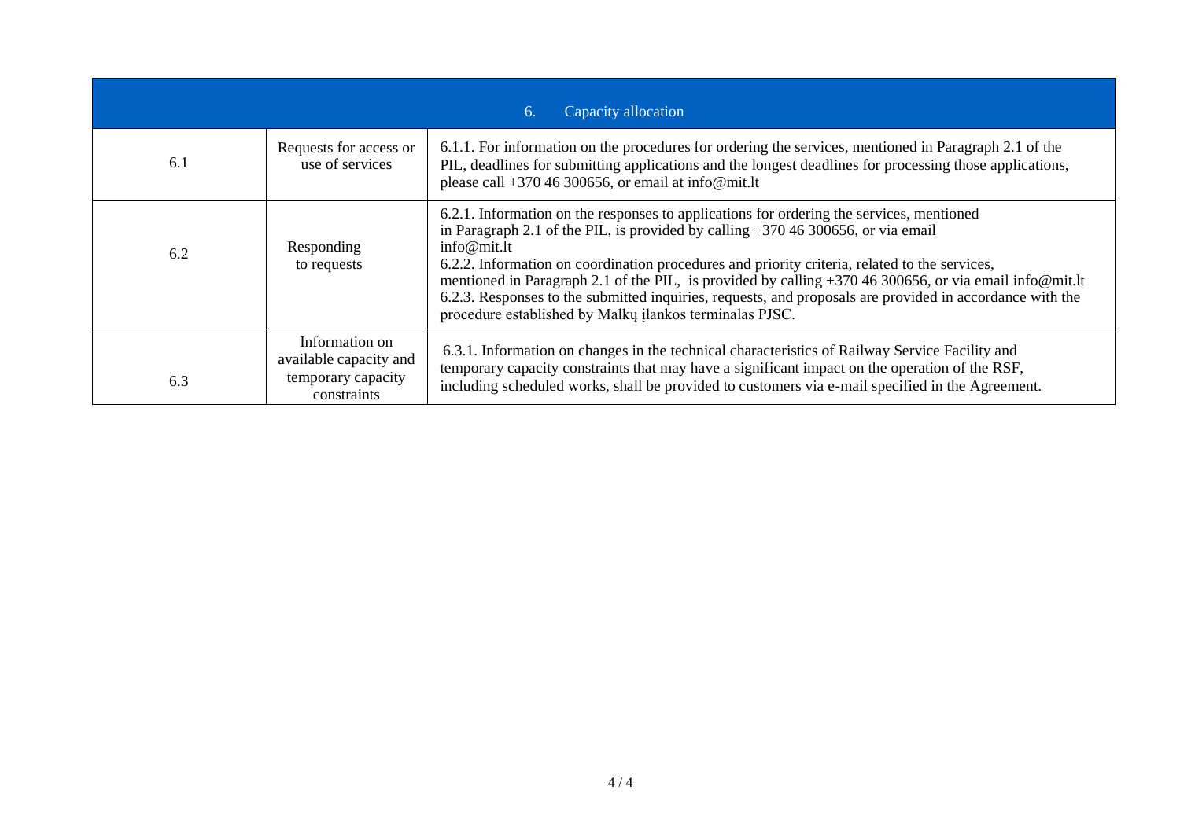| 6. Capacity allocation | | |
|---|---|---|
| 6.1 | Requests for access or use of services | 6.1.1. For information on the procedures for ordering the services, mentioned in Paragraph 2.1 of the PIL, deadlines for submitting applications and the longest deadlines for processing those applications, please call +370 46 300656, or email at info@mit.lt |
| 6.2 | Responding to requests | 6.2.1. Information on the responses to applications for ordering the services, mentioned in Paragraph 2.1 of the PIL, is provided by calling +370 46 300656, or via email info@mit.lt<br>6.2.2. Information on coordination procedures and priority criteria, related to the services, mentioned in Paragraph 2.1 of the PIL, is provided by calling +370 46 300656, or via email info@mit.lt<br>6.2.3. Responses to the submitted inquiries, requests, and proposals are provided in accordance with the procedure established by Malkų įlankos terminalas PJSC. |
| 6.3 | Information on available capacity and temporary capacity constraints | 6.3.1. Information on changes in the technical characteristics of Railway Service Facility and temporary capacity constraints that may have a significant impact on the operation of the RSF, including scheduled works, shall be provided to customers via e-mail specified in the Agreement. |